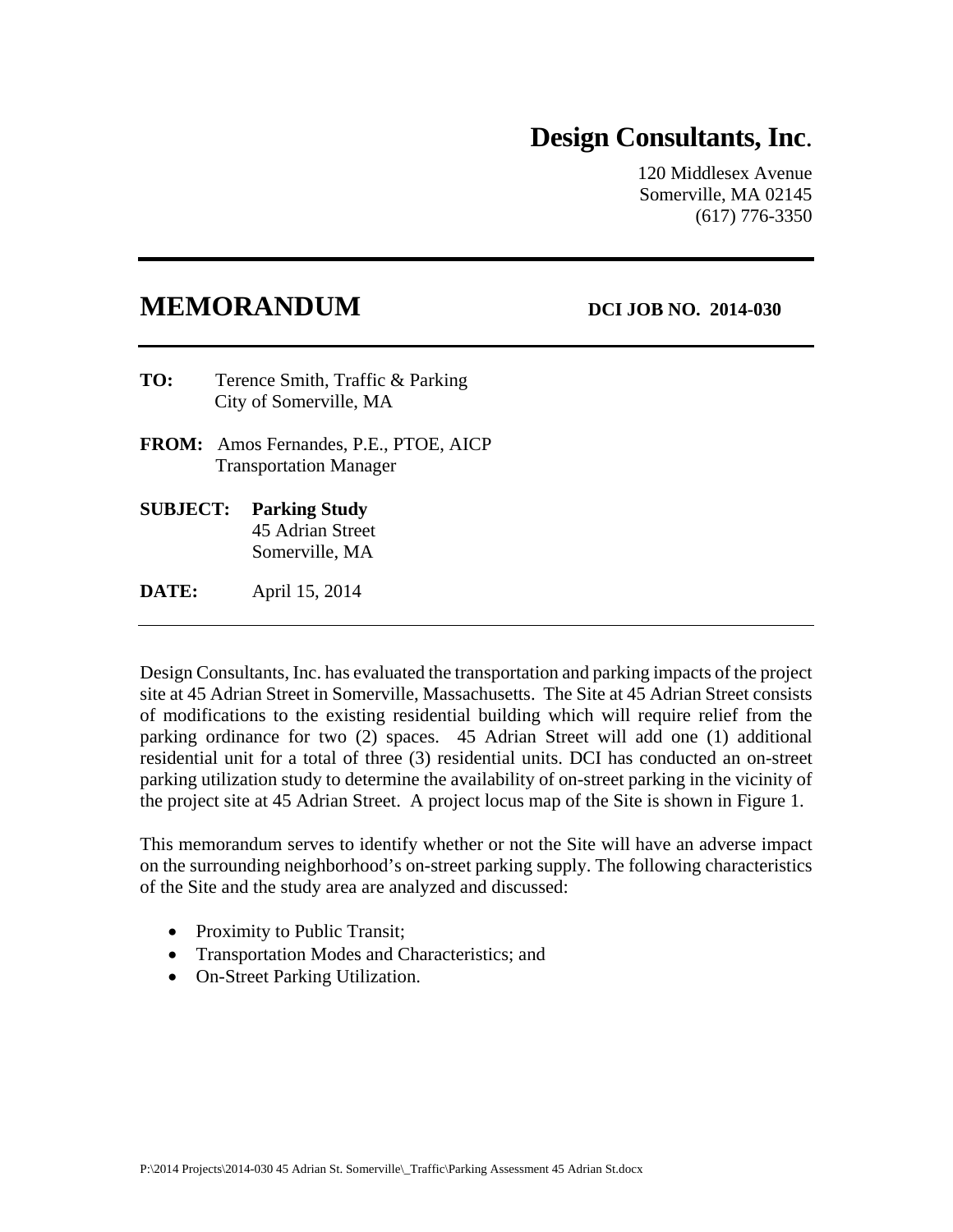# Design Consultants, Inc.

120 Middlesex Avenue
Somerville, MA 02145
(617) 776-3350

## MEMORANDUM

**DCI JOB NO. 2014-030**

**TO:** Terence Smith, Traffic & Parking
City of Somerville, MA

**FROM:** Amos Fernandes, P.E., PTOE, AICP
Transportation Manager

**SUBJECT:** **Parking Study**
45 Adrian Street
Somerville, MA

**DATE:** April 15, 2014

---

Design Consultants, Inc. has evaluated the transportation and parking impacts of the project site at 45 Adrian Street in Somerville, Massachusetts. The Site at 45 Adrian Street consists of modifications to the existing residential building which will require relief from the parking ordinance for two (2) spaces. 45 Adrian Street will add one (1) additional residential unit for a total of three (3) residential units. DCI has conducted an on-street parking utilization study to determine the availability of on-street parking in the vicinity of the project site at 45 Adrian Street. A project locus map of the Site is shown in Figure 1.

This memorandum serves to identify whether or not the Site will have an adverse impact on the surrounding neighborhood's on-street parking supply. The following characteristics of the Site and the study area are analyzed and discussed:

- Proximity to Public Transit;
- Transportation Modes and Characteristics; and
- On-Street Parking Utilization.

P:\2014 Projects\2014-030 45 Adrian St. Somerville\_Traffic\Parking Assessment 45 Adrian St.docx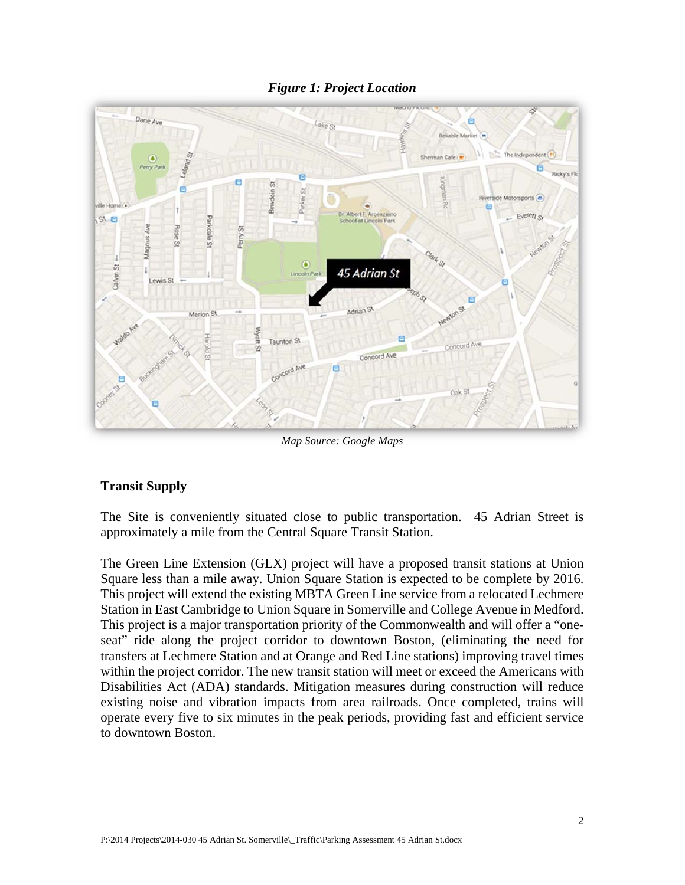***Figure 1: Project Location***

*Map Source: Google Maps*

**Transit Supply**

The Site is conveniently situated close to public transportation. 45 Adrian Street is approximately a mile from the Central Square Transit Station.

The Green Line Extension (GLX) project will have a proposed transit stations at Union Square less than a mile away. Union Square Station is expected to be complete by 2016. This project will extend the existing MBTA Green Line service from a relocated Lechmere Station in East Cambridge to Union Square in Somerville and College Avenue in Medford. This project is a major transportation priority of the Commonwealth and will offer a "one-seat" ride along the project corridor to downtown Boston, (eliminating the need for transfers at Lechmere Station and at Orange and Red Line stations) improving travel times within the project corridor. The new transit station will meet or exceed the Americans with Disabilities Act (ADA) standards. Mitigation measures during construction will reduce existing noise and vibration impacts from area railroads. Once completed, trains will operate every five to six minutes in the peak periods, providing fast and efficient service to downtown Boston.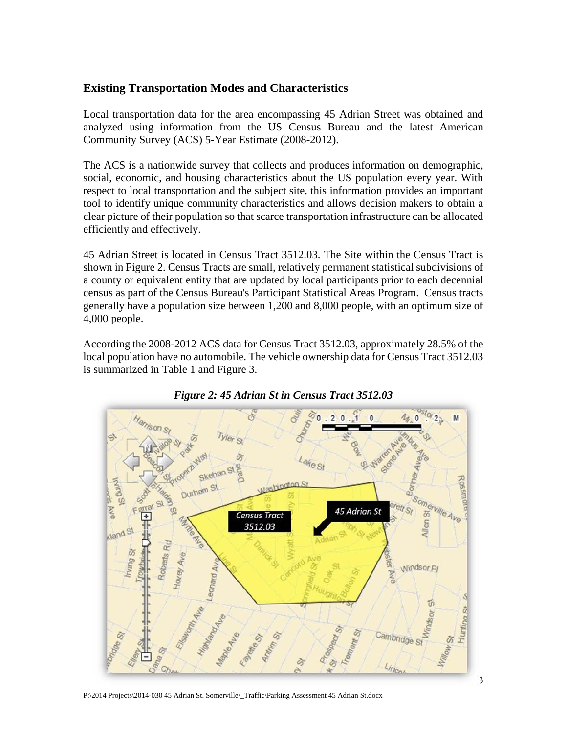## Existing Transportation Modes and Characteristics

Local transportation data for the area encompassing 45 Adrian Street was obtained and analyzed using information from the US Census Bureau and the latest American Community Survey (ACS) 5-Year Estimate (2008-2012).

The ACS is a nationwide survey that collects and produces information on demographic, social, economic, and housing characteristics about the US population every year. With respect to local transportation and the subject site, this information provides an important tool to identify unique community characteristics and allows decision makers to obtain a clear picture of their population so that scarce transportation infrastructure can be allocated efficiently and effectively.

45 Adrian Street is located in Census Tract 3512.03. The Site within the Census Tract is shown in Figure 2. Census Tracts are small, relatively permanent statistical subdivisions of a county or equivalent entity that are updated by local participants prior to each decennial census as part of the Census Bureau's Participant Statistical Areas Program. Census tracts generally have a population size between 1,200 and 8,000 people, with an optimum size of 4,000 people.

According the 2008-2012 ACS data for Census Tract 3512.03, approximately 28.5% of the local population have no automobile. The vehicle ownership data for Census Tract 3512.03 is summarized in Table 1 and Figure 3.

*Figure 2: 45 Adrian St in Census Tract 3512.03*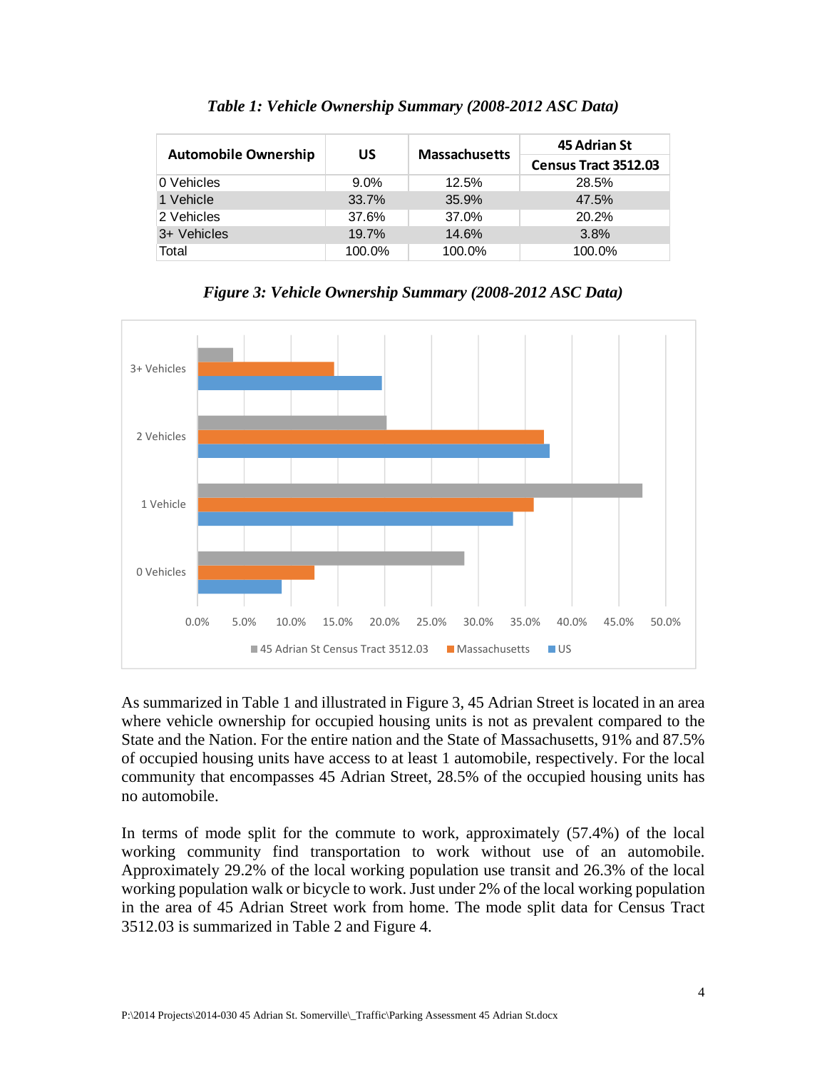***Table 1: Vehicle Ownership Summary (2008-2012 ASC Data)***

| Automobile Ownership | US | Massachusetts | 45 Adrian St Census Tract 3512.03 |
|---|---|---|---|
| 0 Vehicles | 9.0% | 12.5% | 28.5% |
| 1 Vehicle | 33.7% | 35.9% | 47.5% |
| 2 Vehicles | 37.6% | 37.0% | 20.2% |
| 3+ Vehicles | 19.7% | 14.6% | 3.8% |
| Total | 100.0% | 100.0% | 100.0% |

***Figure 3: Vehicle Ownership Summary (2008-2012 ASC Data)***

As summarized in Table 1 and illustrated in Figure 3, 45 Adrian Street is located in an area where vehicle ownership for occupied housing units is not as prevalent compared to the State and the Nation. For the entire nation and the State of Massachusetts, 91% and 87.5% of occupied housing units have access to at least 1 automobile, respectively. For the local community that encompasses 45 Adrian Street, 28.5% of the occupied housing units has no automobile.

In terms of mode split for the commute to work, approximately (57.4%) of the local working community find transportation to work without use of an automobile. Approximately 29.2% of the local working population use transit and 26.3% of the local working population walk or bicycle to work. Just under 2% of the local working population in the area of 45 Adrian Street work from home. The mode split data for Census Tract 3512.03 is summarized in Table 2 and Figure 4.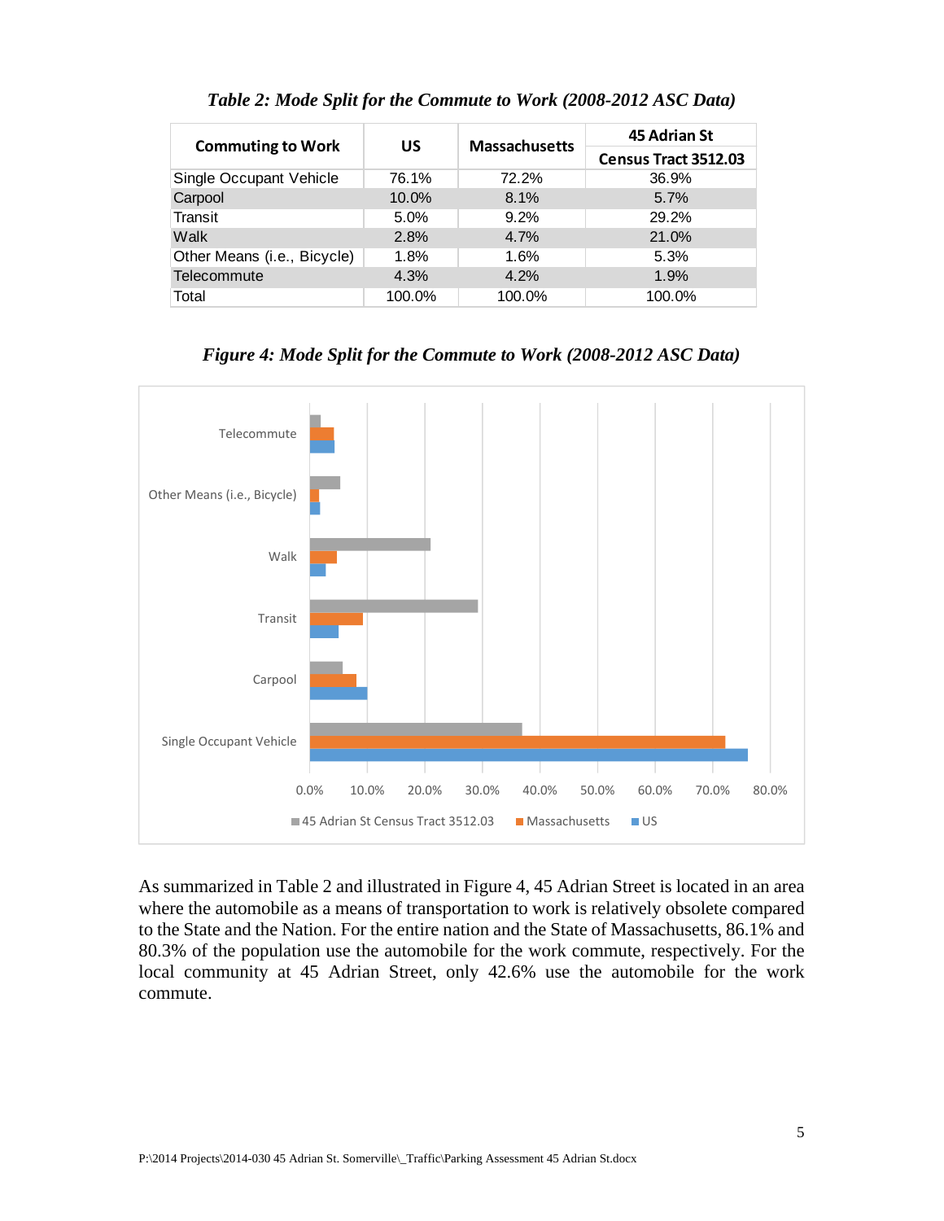*Table 2: Mode Split for the Commute to Work (2008-2012 ASC Data)*

| Commuting to Work | US | Massachusetts | 45 Adrian St Census Tract 3512.03 |
|---|---|---|---|
| Single Occupant Vehicle | 76.1% | 72.2% | 36.9% |
| Carpool | 10.0% | 8.1% | 5.7% |
| Transit | 5.0% | 9.2% | 29.2% |
| Walk | 2.8% | 4.7% | 21.0% |
| Other Means (i.e., Bicycle) | 1.8% | 1.6% | 5.3% |
| Telecommute | 4.3% | 4.2% | 1.9% |
| Total | 100.0% | 100.0% | 100.0% |

*Figure 4: Mode Split for the Commute to Work (2008-2012 ASC Data)*

As summarized in Table 2 and illustrated in Figure 4, 45 Adrian Street is located in an area where the automobile as a means of transportation to work is relatively obsolete compared to the State and the Nation. For the entire nation and the State of Massachusetts, 86.1% and 80.3% of the population use the automobile for the work commute, respectively. For the local community at 45 Adrian Street, only 42.6% use the automobile for the work commute.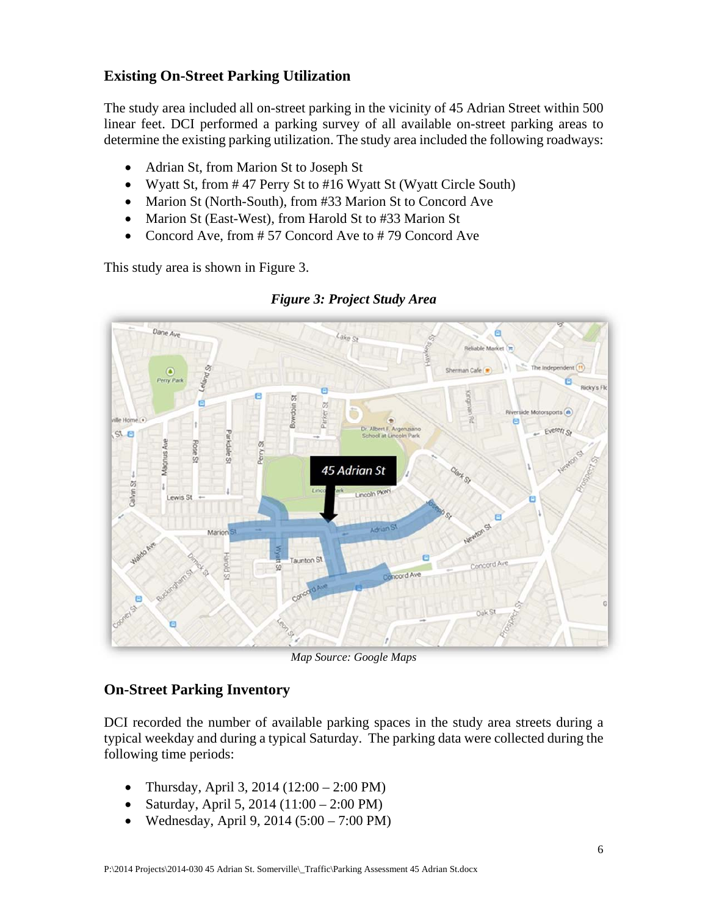## Existing On-Street Parking Utilization

The study area included all on-street parking in the vicinity of 45 Adrian Street within 500 linear feet. DCI performed a parking survey of all available on-street parking areas to determine the existing parking utilization. The study area included the following roadways:

- Adrian St, from Marion St to Joseph St
- Wyatt St, from # 47 Perry St to #16 Wyatt St (Wyatt Circle South)
- Marion St (North-South), from #33 Marion St to Concord Ave
- Marion St (East-West), from Harold St to #33 Marion St
- Concord Ave, from # 57 Concord Ave to # 79 Concord Ave

This study area is shown in Figure 3.

***Figure 3: Project Study Area***

*Map Source: Google Maps*

## On-Street Parking Inventory

DCI recorded the number of available parking spaces in the study area streets during a typical weekday and during a typical Saturday. The parking data were collected during the following time periods:

- Thursday, April 3, 2014 (12:00 – 2:00 PM)
- Saturday, April 5, 2014 (11:00 – 2:00 PM)
- Wednesday, April 9, 2014 (5:00 – 7:00 PM)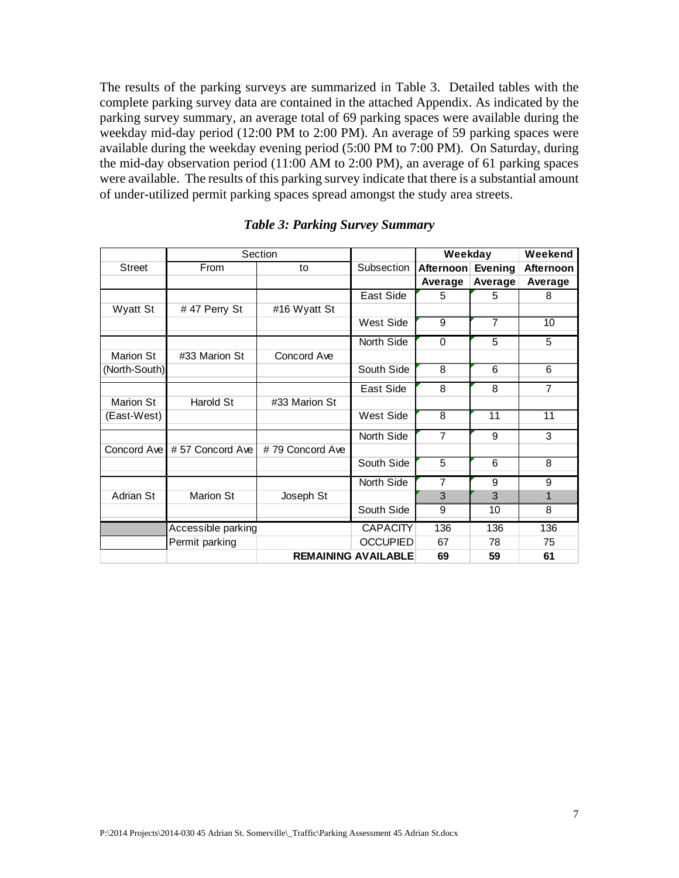The results of the parking surveys are summarized in Table 3. Detailed tables with the complete parking survey data are contained in the attached Appendix. As indicated by the parking survey summary, an average total of 69 parking spaces were available during the weekday mid-day period (12:00 PM to 2:00 PM). An average of 59 parking spaces were available during the weekday evening period (5:00 PM to 7:00 PM). On Saturday, during the mid-day observation period (11:00 AM to 2:00 PM), an average of 61 parking spaces were available. The results of this parking survey indicate that there is a substantial amount of under-utilized permit parking spaces spread amongst the study area streets.

***Table 3: Parking Survey Summary***

| Street | Section From | Section to | Subsection | Weekday Afternoon Average | Weekday Evening Average | Weekend Afternoon Average |
|---|---|---|---|---|---|---|
| Wyatt St | # 47 Perry St | #16 Wyatt St | East Side | 5 | 5 | 8 |
| | | | West Side | 9 | 7 | 10 |
| Marion St (North-South) | #33 Marion St | Concord Ave | North Side | 0 | 5 | 5 |
| | | | South Side | 8 | 6 | 6 |
| Marion St (East-West) | Harold St | #33 Marion St | East Side | 8 | 8 | 7 |
| | | | West Side | 8 | 11 | 11 |
| Concord Ave | # 57 Concord Ave | # 79 Concord Ave | North Side | 7 | 9 | 3 |
| | | | South Side | 5 | 6 | 8 |
| Adrian St | Marion St | Joseph St | North Side | 7 | 9 | 9 |
| | | | (Accessible parking) | 3 | 3 | 1 |
| | | | South Side | 9 | 10 | 8 |
| | Accessible parking | | CAPACITY | 136 | 136 | 136 |
| | Permit parking | | OCCUPIED | 67 | 78 | 75 |
| | | | **REMAINING AVAILABLE** | **69** | **59** | **61** |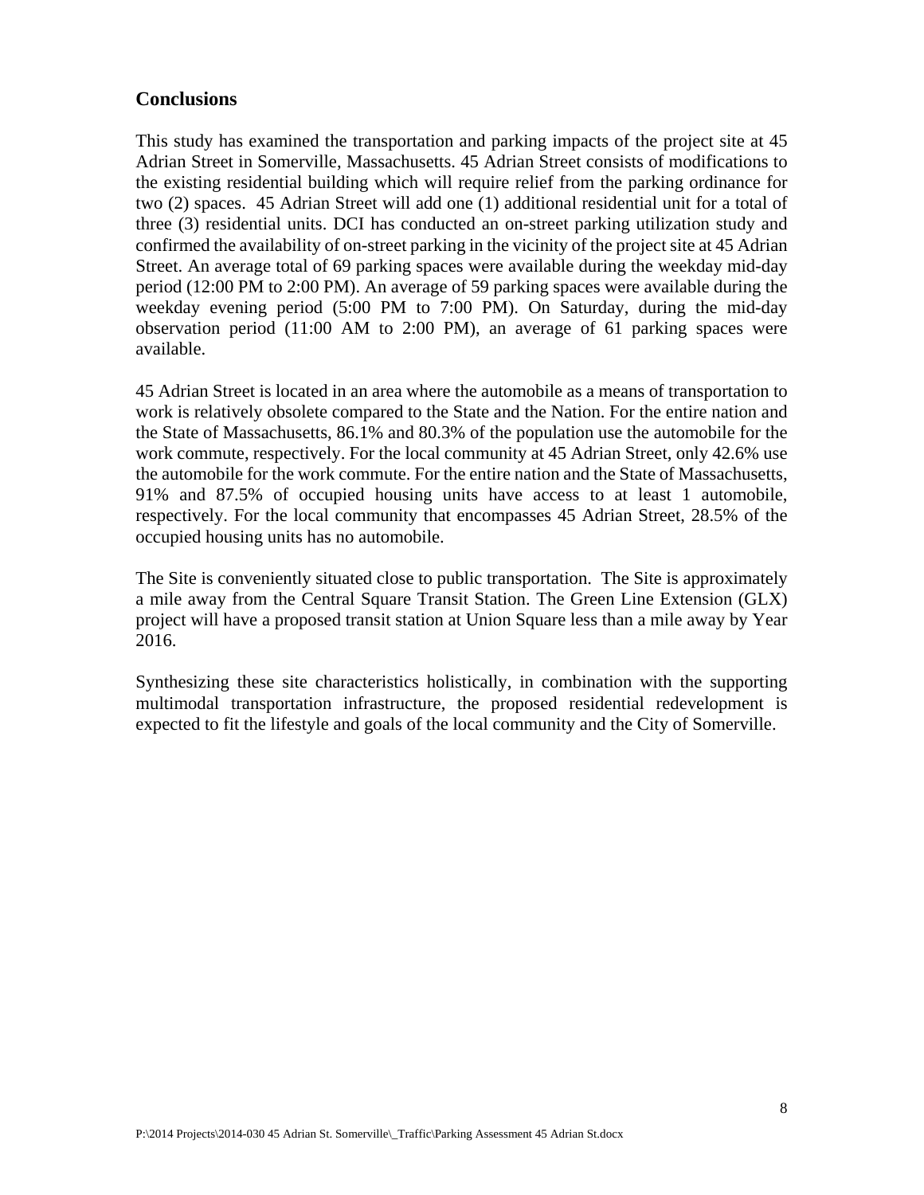## Conclusions

This study has examined the transportation and parking impacts of the project site at 45 Adrian Street in Somerville, Massachusetts. 45 Adrian Street consists of modifications to the existing residential building which will require relief from the parking ordinance for two (2) spaces. 45 Adrian Street will add one (1) additional residential unit for a total of three (3) residential units. DCI has conducted an on-street parking utilization study and confirmed the availability of on-street parking in the vicinity of the project site at 45 Adrian Street. An average total of 69 parking spaces were available during the weekday mid-day period (12:00 PM to 2:00 PM). An average of 59 parking spaces were available during the weekday evening period (5:00 PM to 7:00 PM). On Saturday, during the mid-day observation period (11:00 AM to 2:00 PM), an average of 61 parking spaces were available.

45 Adrian Street is located in an area where the automobile as a means of transportation to work is relatively obsolete compared to the State and the Nation. For the entire nation and the State of Massachusetts, 86.1% and 80.3% of the population use the automobile for the work commute, respectively. For the local community at 45 Adrian Street, only 42.6% use the automobile for the work commute. For the entire nation and the State of Massachusetts, 91% and 87.5% of occupied housing units have access to at least 1 automobile, respectively. For the local community that encompasses 45 Adrian Street, 28.5% of the occupied housing units has no automobile.

The Site is conveniently situated close to public transportation. The Site is approximately a mile away from the Central Square Transit Station. The Green Line Extension (GLX) project will have a proposed transit station at Union Square less than a mile away by Year 2016.

Synthesizing these site characteristics holistically, in combination with the supporting multimodal transportation infrastructure, the proposed residential redevelopment is expected to fit the lifestyle and goals of the local community and the City of Somerville.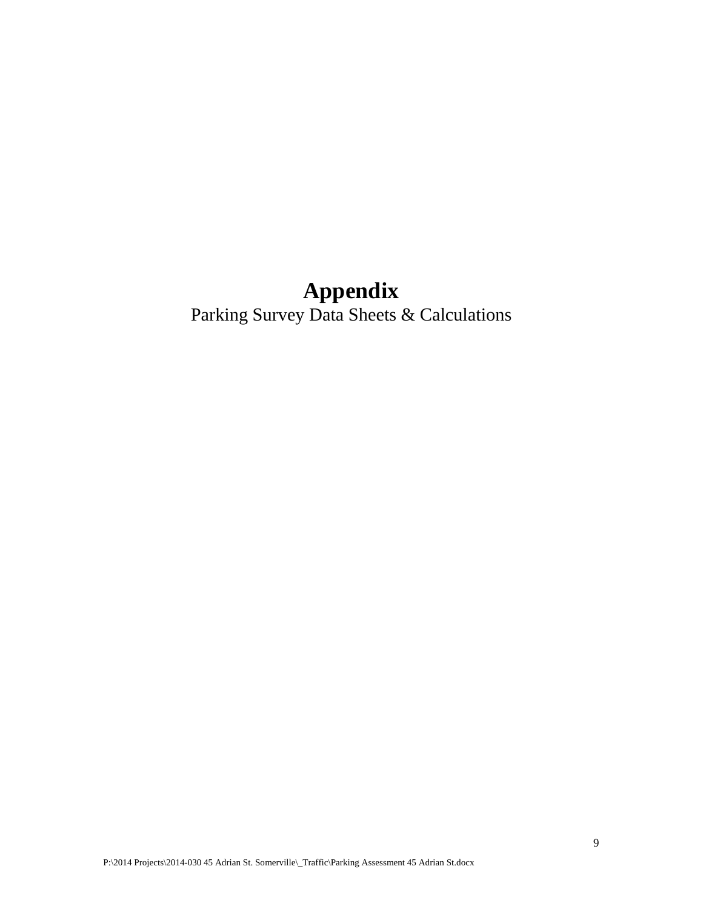# Appendix

Parking Survey Data Sheets & Calculations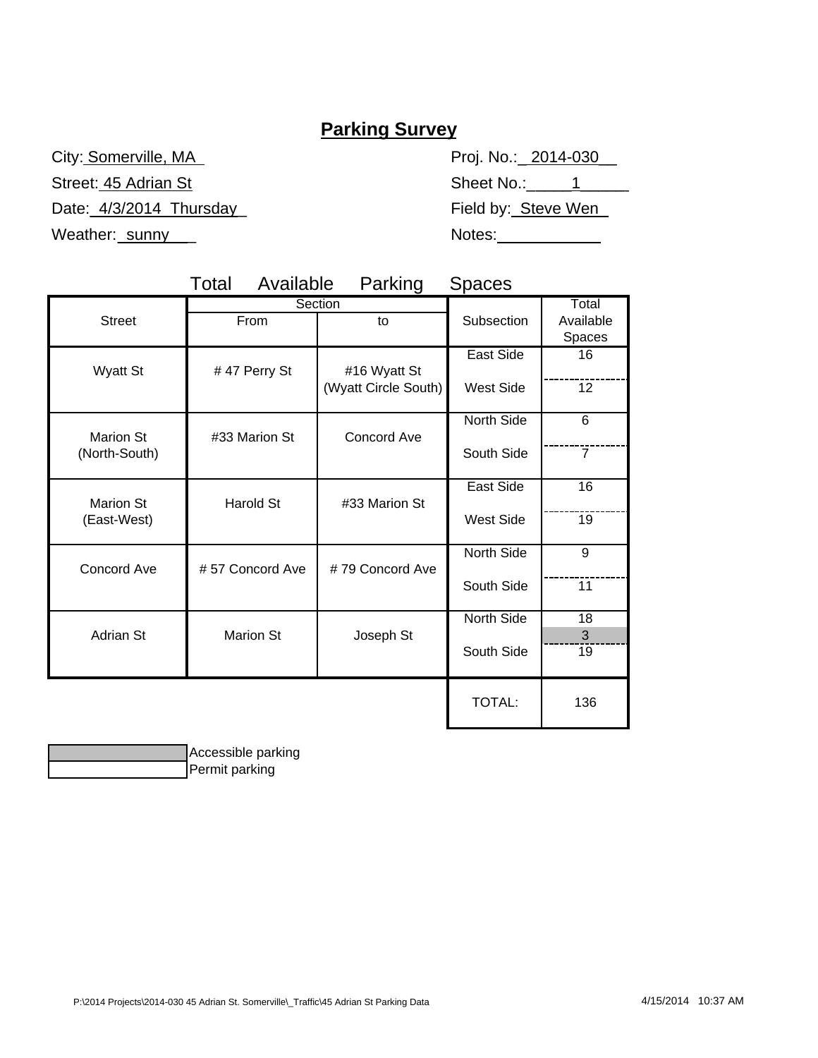# Parking Survey

City: Somerville, MA

Street: 45 Adrian St

Date: 4/3/2014 Thursday

Weather: sunny

Proj. No.: 2014-030

Sheet No.: 1

Field by: Steve Wen

Notes:

## Total Available Parking Spaces

| Street | Section | | Subsection | Total Available Spaces |
|---|---|---|---|---|
| | From | to | | |
| Wyatt St | # 47 Perry St | #16 Wyatt St (Wyatt Circle South) | East Side | 16 |
| | | | West Side | 12 |
| Marion St (North-South) | #33 Marion St | Concord Ave | North Side | 6 |
| | | | South Side | 7 |
| Marion St (East-West) | Harold St | #33 Marion St | East Side | 16 |
| | | | West Side | 19 |
| Concord Ave | # 57 Concord Ave | # 79 Concord Ave | North Side | 9 |
| | | | South Side | 11 |
| Adrian St | Marion St | Joseph St | North Side | 18 |
| | | | | 3 (Accessible parking) |
| | | | South Side | 19 |
| | | | TOTAL: | 136 |

| Legend | |
|---|---|
| (shaded) | Accessible parking |
| (unshaded) | Permit parking |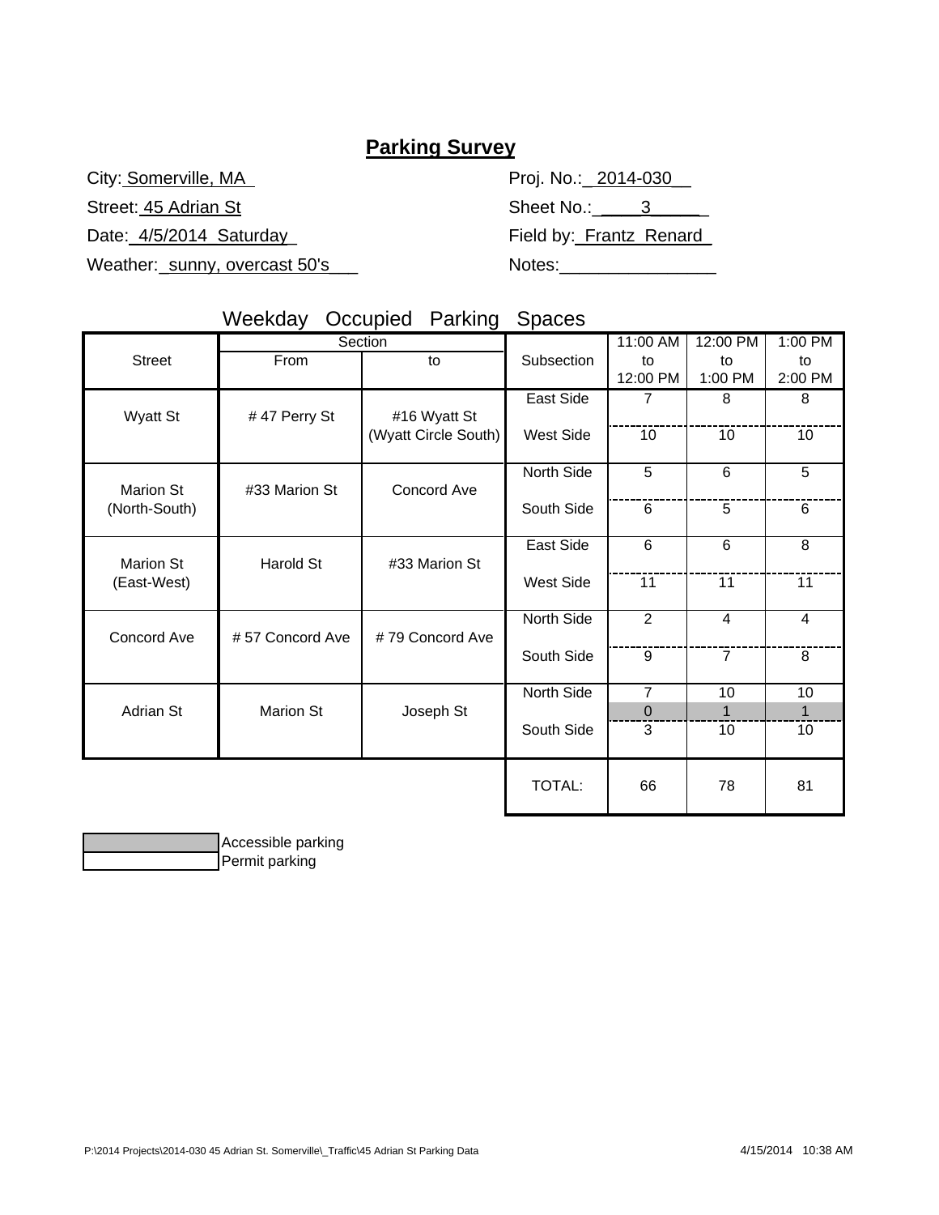## Parking Survey

City: Somerville, MA

Street: 45 Adrian St

Date: 4/5/2014 Saturday

Weather: sunny, overcast 50's

Proj. No.: 2014-030

Sheet No.: 3

Field by: Frantz Renard

Notes:________________

### Weekday Occupied Parking Spaces

| Street | Section From | Section to | Subsection | 11:00 AM to 12:00 PM | 12:00 PM to 1:00 PM | 1:00 PM to 2:00 PM |
|---|---|---|---|---|---|---|
| Wyatt St | # 47 Perry St | #16 Wyatt St (Wyatt Circle South) | East Side | 7 | 8 | 8 |
| | | | West Side | 10 | 10 | 10 |
| Marion St (North-South) | #33 Marion St | Concord Ave | North Side | 5 | 6 | 5 |
| | | | South Side | 6 | 5 | 6 |
| Marion St (East-West) | Harold St | #33 Marion St | East Side | 6 | 6 | 8 |
| | | | West Side | 11 | 11 | 11 |
| Concord Ave | # 57 Concord Ave | # 79 Concord Ave | North Side | 2 | 4 | 4 |
| | | | South Side | 9 | 7 | 8 |
| Adrian St | Marion St | Joseph St | North Side | 7 | 10 | 10 |
| | | | (Accessible parking) | 0 | 1 | 1 |
| | | | South Side | 3 | 10 | 10 |
| | | | TOTAL: | 66 | 78 | 81 |

Accessible parking (shaded)

Permit parking (outlined)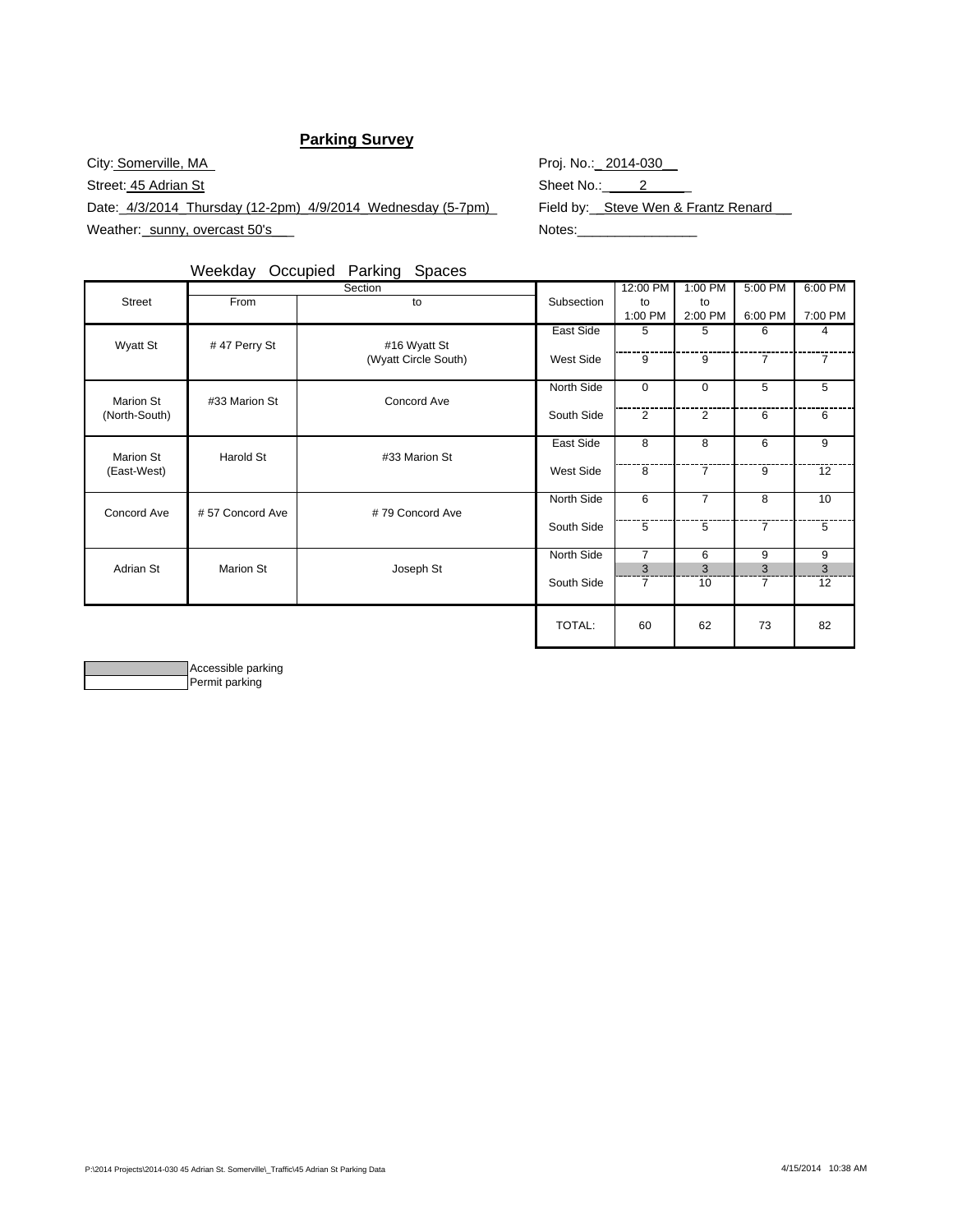## Parking Survey

City: Somerville, MA

Street: 45 Adrian St

Date: 4/3/2014 Thursday (12-2pm) 4/9/2014 Wednesday (5-7pm)

Weather: sunny, overcast 50's

Proj. No.: 2014-030

Sheet No.: 2

Field by: Steve Wen & Frantz Renard

Notes:________________

Weekday Occupied Parking Spaces

| Street | Section From | Section to | Subsection | 12:00 PM to 1:00 PM | 1:00 PM to 2:00 PM | 5:00 PM 6:00 PM | 6:00 PM 7:00 PM |
|---|---|---|---|---|---|---|---|
| Wyatt St | # 47 Perry St | #16 Wyatt St (Wyatt Circle South) | East Side | 5 | 5 | 6 | 4 |
| | | | West Side | 9 | 9 | 7 | 7 |
| Marion St (North-South) | #33 Marion St | Concord Ave | North Side | 0 | 0 | 5 | 5 |
| | | | South Side | 2 | 2 | 6 | 6 |
| Marion St (East-West) | Harold St | #33 Marion St | East Side | 8 | 8 | 6 | 9 |
| | | | West Side | 8 | 7 | 9 | 12 |
| Concord Ave | # 57 Concord Ave | # 79 Concord Ave | North Side | 6 | 7 | 8 | 10 |
| | | | South Side | 5 | 5 | 7 | 5 |
| Adrian St | Marion St | Joseph St | North Side | 7 | 6 | 9 | 9 |
| | | | (Accessible) | 3 | 3 | 3 | 3 |
| | | | South Side | 7 | 10 | 7 | 12 |
| | | | TOTAL: | 60 | 62 | 73 | 82 |

Accessible parking (shaded)

Permit parking